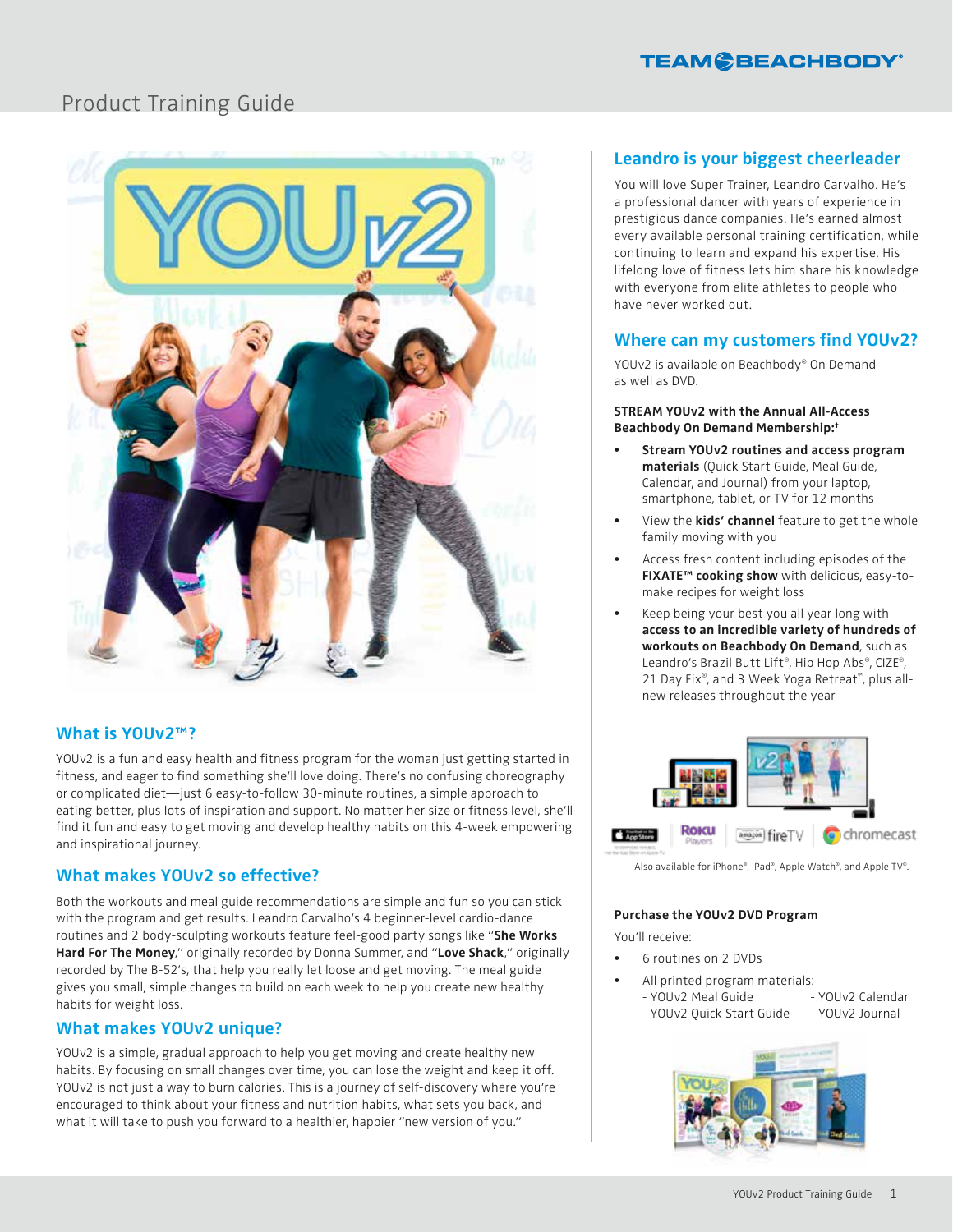# Product Training Guide

## What is YOUv2™?

YOUv2 is a fun and easy health and fitness program for the woman just getting started in fitness, and eager to find something she'll love doing. There's no confusing choreography or complicated diet—just 6 easy-to-follow 30-minute routines, a simple approach to eating better, plus lots of inspiration and support. No matter her size or fitness level, she'll find it fun and easy to get moving and develop healthy habits on this 4-week empowering and inspirational journey.

## What makes YOUv2 so effective?

Both the workouts and meal guide recommendations are simple and fun so you can stick with the program and get results. Leandro Carvalho's 4 beginner-level cardio-dance routines and 2 body-sculpting workouts feature feel-good party songs like "**She Works Hard For The Money**," originally recorded by Donna Summer, and "**Love Shack**," originally recorded by The B-52's, that help you really let loose and get moving. The meal guide gives you small, simple changes to build on each week to help you create new healthy habits for weight loss.

## What makes YOUv2 unique?

YOUv2 is a simple, gradual approach to help you get moving and create healthy new habits. By focusing on small changes over time, you can lose the weight and keep it off. YOUv2 is not just a way to burn calories. This is a journey of self-discovery where you're encouraged to think about your fitness and nutrition habits, what sets you back, and what it will take to push you forward to a healthier, happier "new version of you."

## Leandro is your biggest cheerleader

You will love Super Trainer, Leandro Carvalho. He's a professional dancer with years of experience in prestigious dance companies. He's earned almost every available personal training certification, while continuing to learn and expand his expertise. His lifelong love of fitness lets him share his knowledge with everyone from elite athletes to people who have never worked out.

## Where can my customers find YOUv2?

YOUv2 is available on Beachbody® On Demand as well as DVD.

**STREAM YOUv2 with the Annual All-Access Beachbody On Demand Membership:†**

- **Stream YOUv2 routines and access program materials** (Quick Start Guide, Meal Guide, Calendar, and Journal) from your laptop, smartphone, tablet, or TV for 12 months
- View the **kids' channel** feature to get the whole family moving with you
- Access fresh content including episodes of the **FIXATE™ cooking show** with delicious, easy-to-make recipes for weight loss
- Keep being your best you all year long with **access to an incredible variety of hundreds of workouts on Beachbody On Demand**, such as Leandro's Brazil Butt Lift®, Hip Hop Abs®, CIZE®, 21 Day Fix®, and 3 Week Yoga Retreat™, plus all-new releases throughout the year

Also available for iPhone®, iPad®, Apple Watch®, and Apple TV®.

**Purchase the YOUv2 DVD Program**

You'll receive:

- 6 routines on 2 DVDs
- All printed program materials:
  - YOUv2 Meal Guide
  - YOUv2 Quick Start Guide
  - YOUv2 Calendar
  - YOUv2 Journal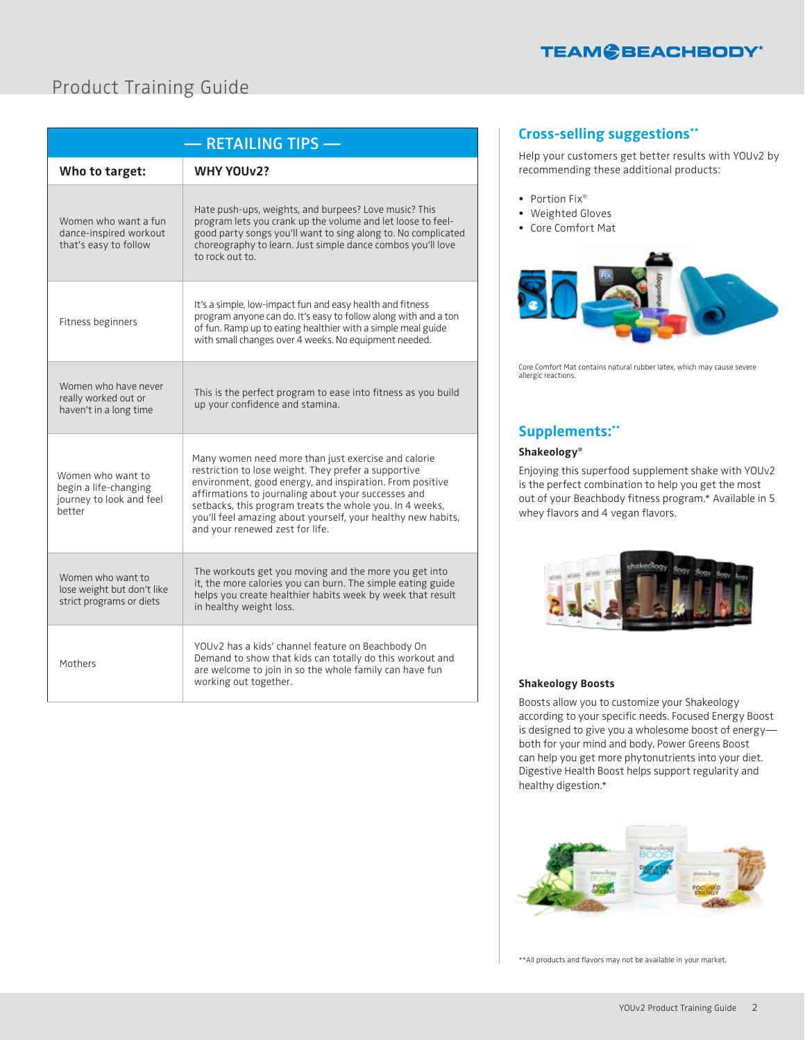# Product Training Guide

| — RETAILING TIPS — | |
|---|---|
| **Who to target:** | **WHY YOUv2?** |
| Women who want a fun dance-inspired workout that's easy to follow | Hate push-ups, weights, and burpees? Love music? This program lets you crank up the volume and let loose to feel-good party songs you'll want to sing along to. No complicated choreography to learn. Just simple dance combos you'll love to rock out to. |
| Fitness beginners | It's a simple, low-impact fun and easy health and fitness program anyone can do. It's easy to follow along with and a ton of fun. Ramp up to eating healthier with a simple meal guide with small changes over 4 weeks. No equipment needed. |
| Women who have never really worked out or haven't in a long time | This is the perfect program to ease into fitness as you build up your confidence and stamina. |
| Women who want to begin a life-changing journey to look and feel better | Many women need more than just exercise and calorie restriction to lose weight. They prefer a supportive environment, good energy, and inspiration. From positive affirmations to journaling about your successes and setbacks, this program treats the whole you. In 4 weeks, you'll feel amazing about yourself, your healthy new habits, and your renewed zest for life. |
| Women who want to lose weight but don't like strict programs or diets | The workouts get you moving and the more you get into it, the more calories you can burn. The simple eating guide helps you create healthier habits week by week that result in healthy weight loss. |
| Mothers | YOUv2 has a kids' channel feature on Beachbody On Demand to show that kids can totally do this workout and are welcome to join in so the whole family can have fun working out together. |

## Cross-selling suggestions**

Help your customers get better results with YOUv2 by recommending these additional products:

- Portion Fix®
- Weighted Gloves
- Core Comfort Mat

Core Comfort Mat contains natural rubber latex, which may cause severe allergic reactions.

## Supplements:**

### Shakeology®

Enjoying this superfood supplement shake with YOUv2 is the perfect combination to help you get the most out of your Beachbody fitness program.* Available in 5 whey flavors and 4 vegan flavors.

### Shakeology Boosts

Boosts allow you to customize your Shakeology according to your specific needs. Focused Energy Boost is designed to give you a wholesome boost of energy—both for your mind and body. Power Greens Boost can help you get more phytonutrients into your diet. Digestive Health Boost helps support regularity and healthy digestion.*

**All products and flavors may not be available in your market.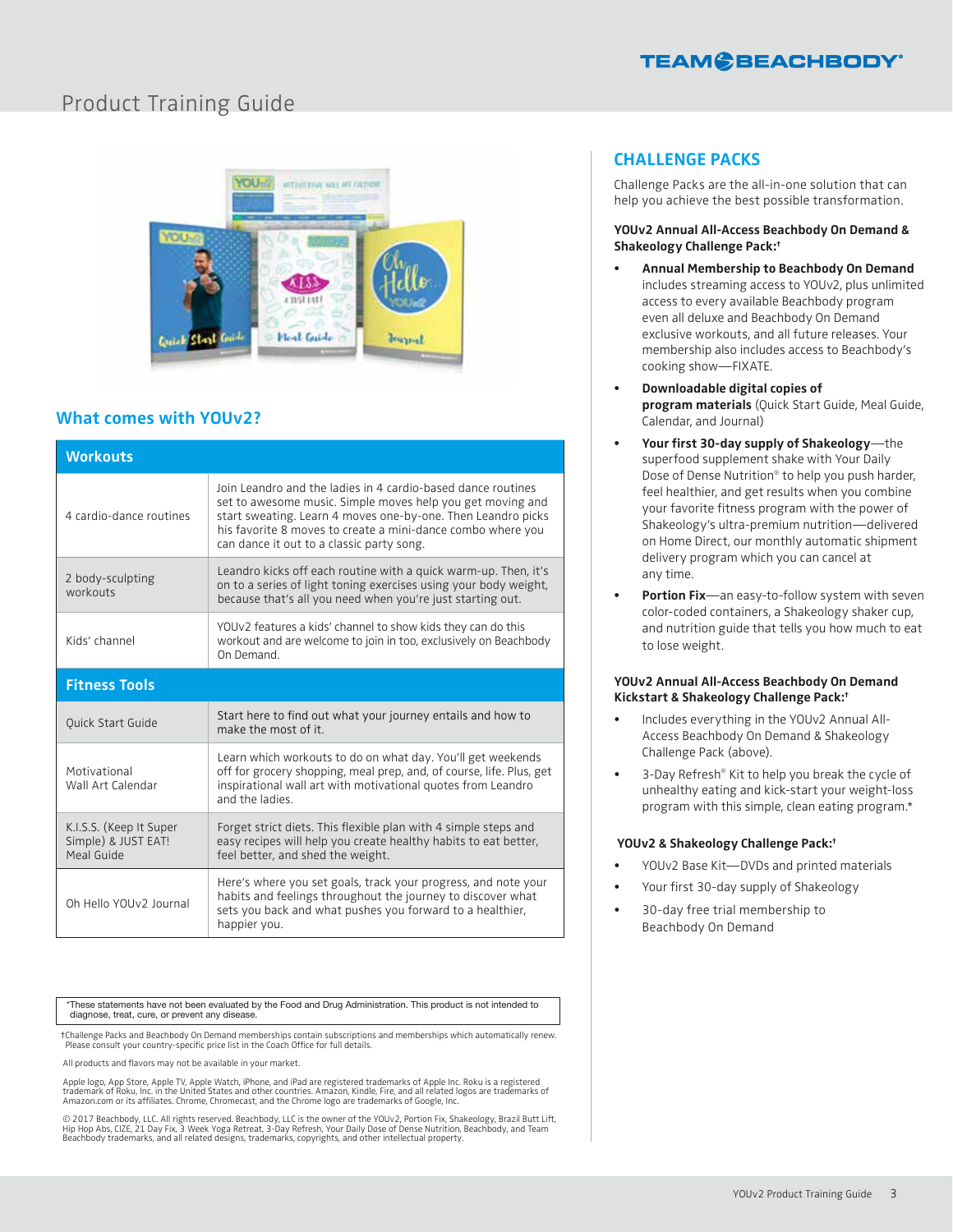Product Training Guide

## What comes with YOUv2?

| | |
|---|---|
| **Workouts** | |
| 4 cardio-dance routines | Join Leandro and the ladies in 4 cardio-based dance routines set to awesome music. Simple moves help you get moving and start sweating. Learn 4 moves one-by-one. Then Leandro picks his favorite 8 moves to create a mini-dance combo where you can dance it out to a classic party song. |
| 2 body-sculpting workouts | Leandro kicks off each routine with a quick warm-up. Then, it's on to a series of light toning exercises using your body weight, because that's all you need when you're just starting out. |
| Kids' channel | YOUv2 features a kids' channel to show kids they can do this workout and are welcome to join in too, exclusively on Beachbody On Demand. |
| **Fitness Tools** | |
| Quick Start Guide | Start here to find out what your journey entails and how to make the most of it. |
| Motivational Wall Art Calendar | Learn which workouts to do on what day. You'll get weekends off for grocery shopping, meal prep, and, of course, life. Plus, get inspirational wall art with motivational quotes from Leandro and the ladies. |
| K.I.S.S. (Keep It Super Simple) & JUST EAT! Meal Guide | Forget strict diets. This flexible plan with 4 simple steps and easy recipes will help you create healthy habits to eat better, feel better, and shed the weight. |
| Oh Hello YOUv2 Journal | Here's where you set goals, track your progress, and note your habits and feelings throughout the journey to discover what sets you back and what pushes you forward to a healthier, happier you. |

## CHALLENGE PACKS

Challenge Packs are the all-in-one solution that can help you achieve the best possible transformation.

**YOUv2 Annual All-Access Beachbody On Demand & Shakeology Challenge Pack:†**

- **Annual Membership to Beachbody On Demand** includes streaming access to YOUv2, plus unlimited access to every available Beachbody program even all deluxe and Beachbody On Demand exclusive workouts, and all future releases. Your membership also includes access to Beachbody's cooking show—FIXATE.
- **Downloadable digital copies of program materials** (Quick Start Guide, Meal Guide, Calendar, and Journal)
- **Your first 30-day supply of Shakeology**—the superfood supplement shake with Your Daily Dose of Dense Nutrition® to help you push harder, feel healthier, and get results when you combine your favorite fitness program with the power of Shakeology's ultra-premium nutrition—delivered on Home Direct, our monthly automatic shipment delivery program which you can cancel at any time.
- **Portion Fix**—an easy-to-follow system with seven color-coded containers, a Shakeology shaker cup, and nutrition guide that tells you how much to eat to lose weight.

**YOUv2 Annual All-Access Beachbody On Demand Kickstart & Shakeology Challenge Pack:†**

- Includes everything in the YOUv2 Annual All-Access Beachbody On Demand & Shakeology Challenge Pack (above).
- 3-Day Refresh® Kit to help you break the cycle of unhealthy eating and kick-start your weight-loss program with this simple, clean eating program.*

**YOUv2 & Shakeology Challenge Pack:†**

- YOUv2 Base Kit—DVDs and printed materials
- Your first 30-day supply of Shakeology
- 30-day free trial membership to Beachbody On Demand

*These statements have not been evaluated by the Food and Drug Administration. This product is not intended to diagnose, treat, cure, or prevent any disease.

†Challenge Packs and Beachbody On Demand memberships contain subscriptions and memberships which automatically renew. Please consult your country-specific price list in the Coach Office for full details.

All products and flavors may not be available in your market.

Apple logo, App Store, Apple TV, Apple Watch, iPhone, and iPad are registered trademarks of Apple Inc. Roku is a registered trademark of Roku, Inc. in the United States and other countries. Amazon, Kindle, Fire, and all related logos are trademarks of Amazon.com or its affiliates. Chrome, Chromecast, and the Chrome logo are trademarks of Google, Inc.

© 2017 Beachbody, LLC. All rights reserved. Beachbody, LLC is the owner of the YOUv2, Portion Fix, Shakeology, Brazil Butt Lift, Hip Hop Abs, CIZE, 21 Day Fix, 3 Week Yoga Retreat, 3-Day Refresh, Your Daily Dose of Dense Nutrition, Beachbody, and Team Beachbody trademarks, and all related designs, trademarks, copyrights, and other intellectual property.